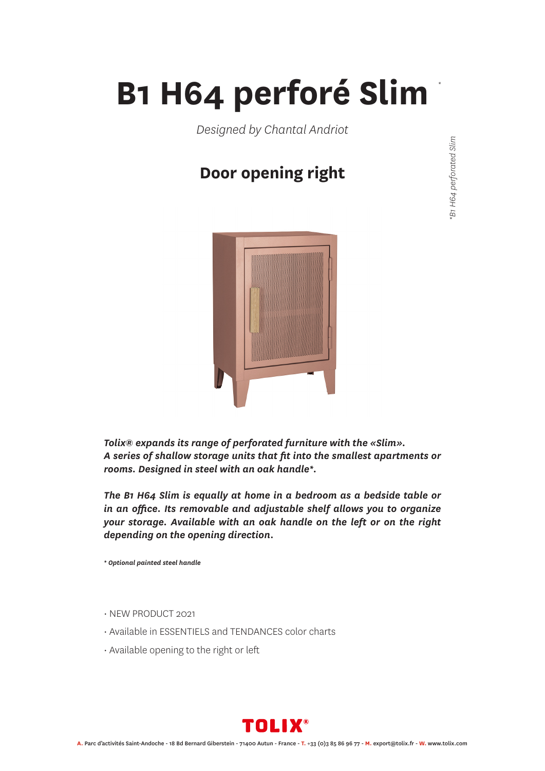# B1 H64 perforé Slim *

*Designed by Chantal Andriot*

*\*B1 H64 perforated Slim*

## Door opening right

***Tolix® expands its range of perforated furniture with the «Slim». A series of shallow storage units that fit into the smallest apartments or rooms. Designed in steel with an oak handle\*.***

***The B1 H64 Slim is equally at home in a bedroom as a bedside table or in an office. Its removable and adjustable shelf allows you to organize your storage. Available with an oak handle on the left or on the right depending on the opening direction.***

***\* Optional painted steel handle***

- NEW PRODUCT 2021
- Available in ESSENTIELS and TENDANCES color charts
- Available opening to the right or left

**TOLIX®**

**A.** Parc d'activités Saint-Andoche - 18 Bd Bernard Giberstein - 71400 Autun - France - **T.** +33 (0)3 85 86 96 77 - **M.** export@tolix.fr - **W.** www.tolix.com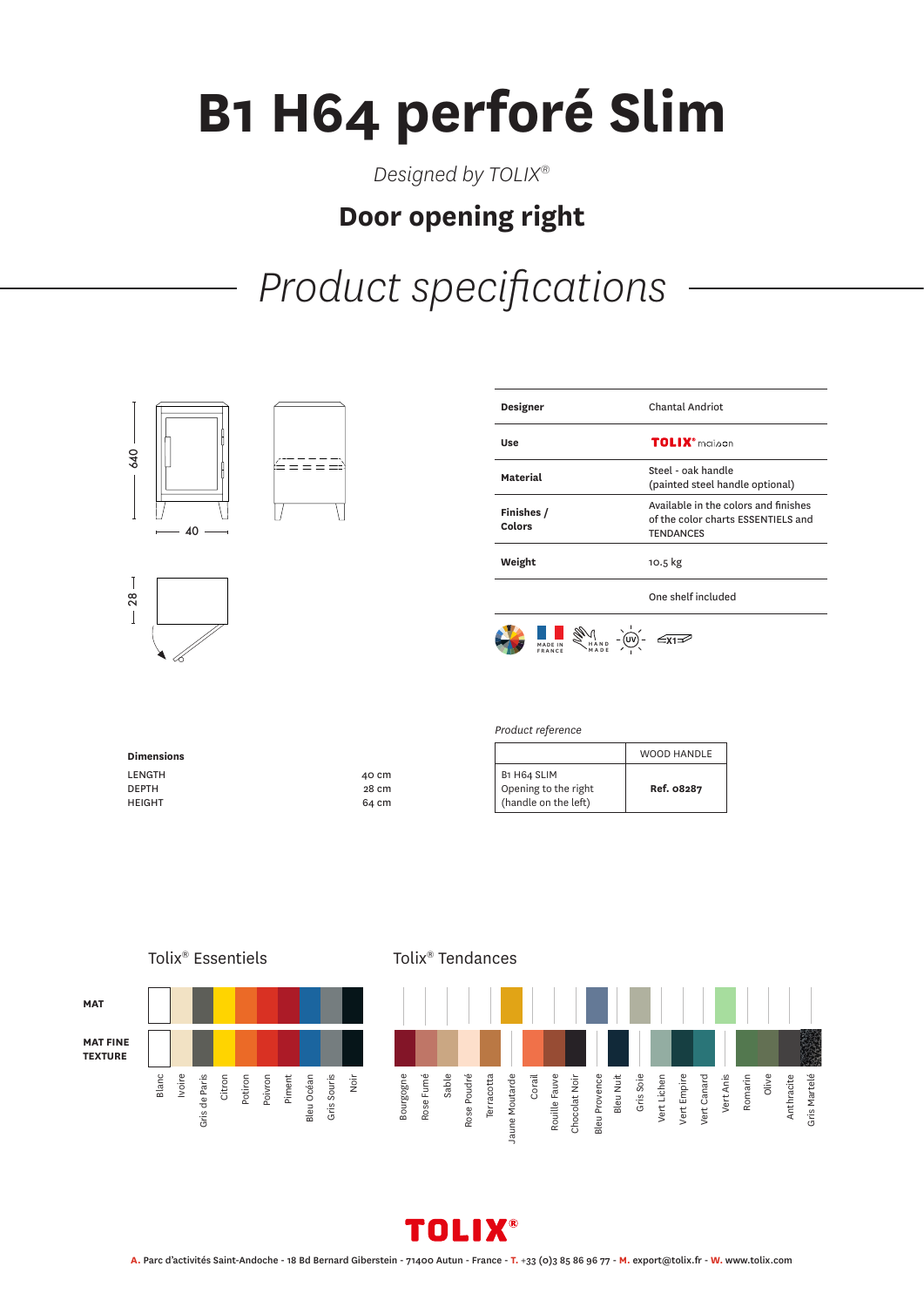# B1 H64 perforé Slim

*Designed by TOLIX®*

## Door opening right

## *Product specifications*

640

40

28

| | |
|---|---|
| **Designer** | Chantal Andriot |
| **Use** | TOLIX® maison |
| **Material** | Steel - oak handle (painted steel handle optional) |
| **Finishes / Colors** | Available in the colors and finishes of the color charts ESSENTIELS and TENDANCES |
| **Weight** | 10.5 kg |
| | One shelf included |

MADE IN FRANCE · HAND MADE · UV · X1

**Dimensions**

| | |
|---|---|
| LENGTH | 40 cm |
| DEPTH | 28 cm |
| HEIGHT | 64 cm |

*Product reference*

| | WOOD HANDLE |
|---|---|
| B1 H64 SLIM Opening to the right (handle on the left) | **Ref. 08287** |

Tolix® Essentiels

Tolix® Tendances

**MAT**

**MAT FINE TEXTURE**

Blanc, Ivoire, Gris de Paris, Citron, Potiron, Poivron, Piment, Bleu Océan, Gris Souris, Noir

Bourgogne, Rose Fumé, Sable, Rose Poudré, Terracotta, Jaune Moutarde, Corail, Rouille Fauve, Chocolat Noir, Bleu Provence, Bleu Nuit, Gris Soie, Vert Lichen, Vert Empire, Vert Canard, Vert Anis, Romarin, Olive, Anthracite, Gris Martelé

**TOLIX®**

**A.** Parc d'activités Saint-Andoche - 18 Bd Bernard Giberstein - 71400 Autun - France - **T.** +33 (0)3 85 86 96 77 - **M.** export@tolix.fr - **W.** www.tolix.com